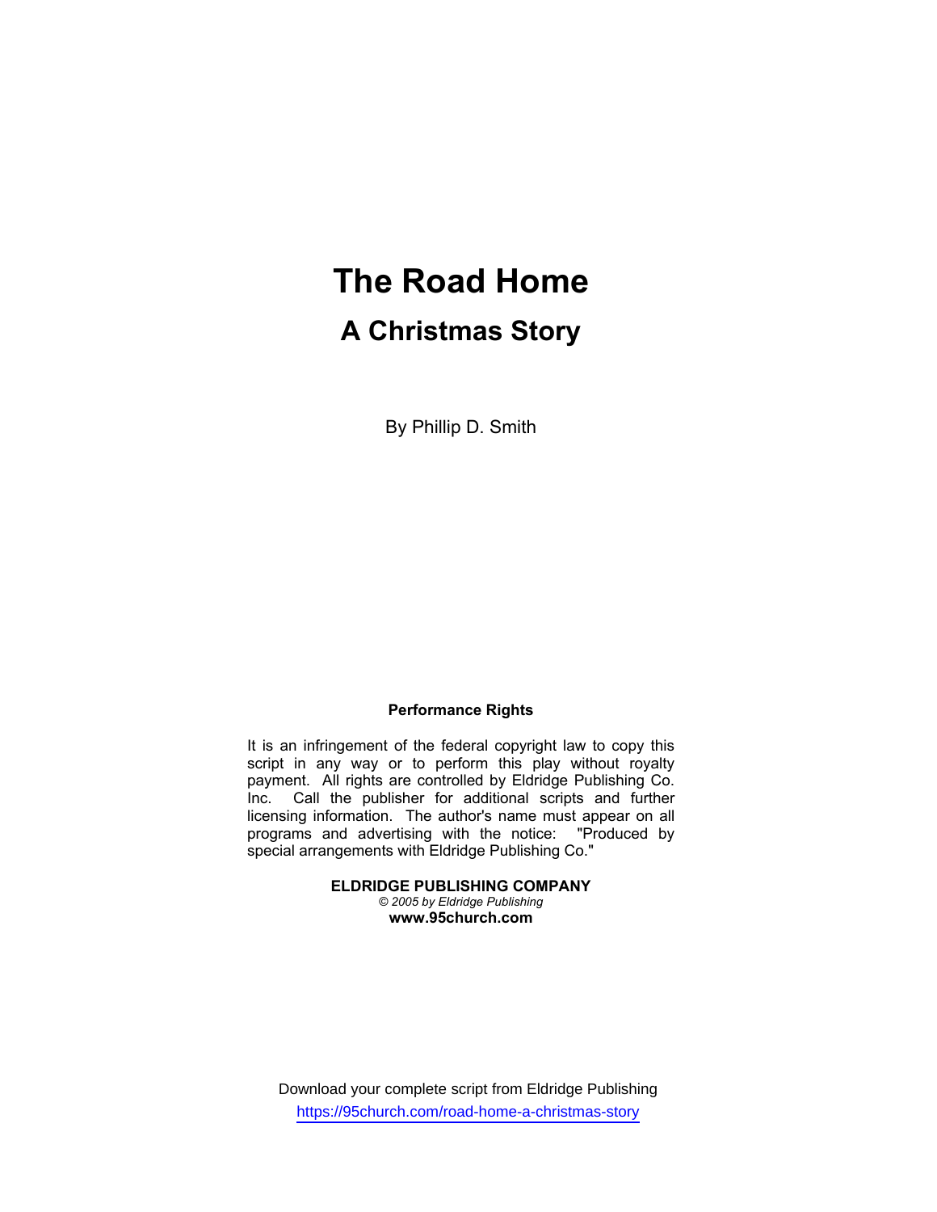# The Road Home

## A Christmas Story

By Phillip D. Smith

**Performance Rights**

It is an infringement of the federal copyright law to copy this script in any way or to perform this play without royalty payment. All rights are controlled by Eldridge Publishing Co. Inc. Call the publisher for additional scripts and further licensing information. The author's name must appear on all programs and advertising with the notice: "Produced by special arrangements with Eldridge Publishing Co."

**ELDRIDGE PUBLISHING COMPANY**
*© 2005 by Eldridge Publishing*
**www.95church.com**

Download your complete script from Eldridge Publishing
https://95church.com/road-home-a-christmas-story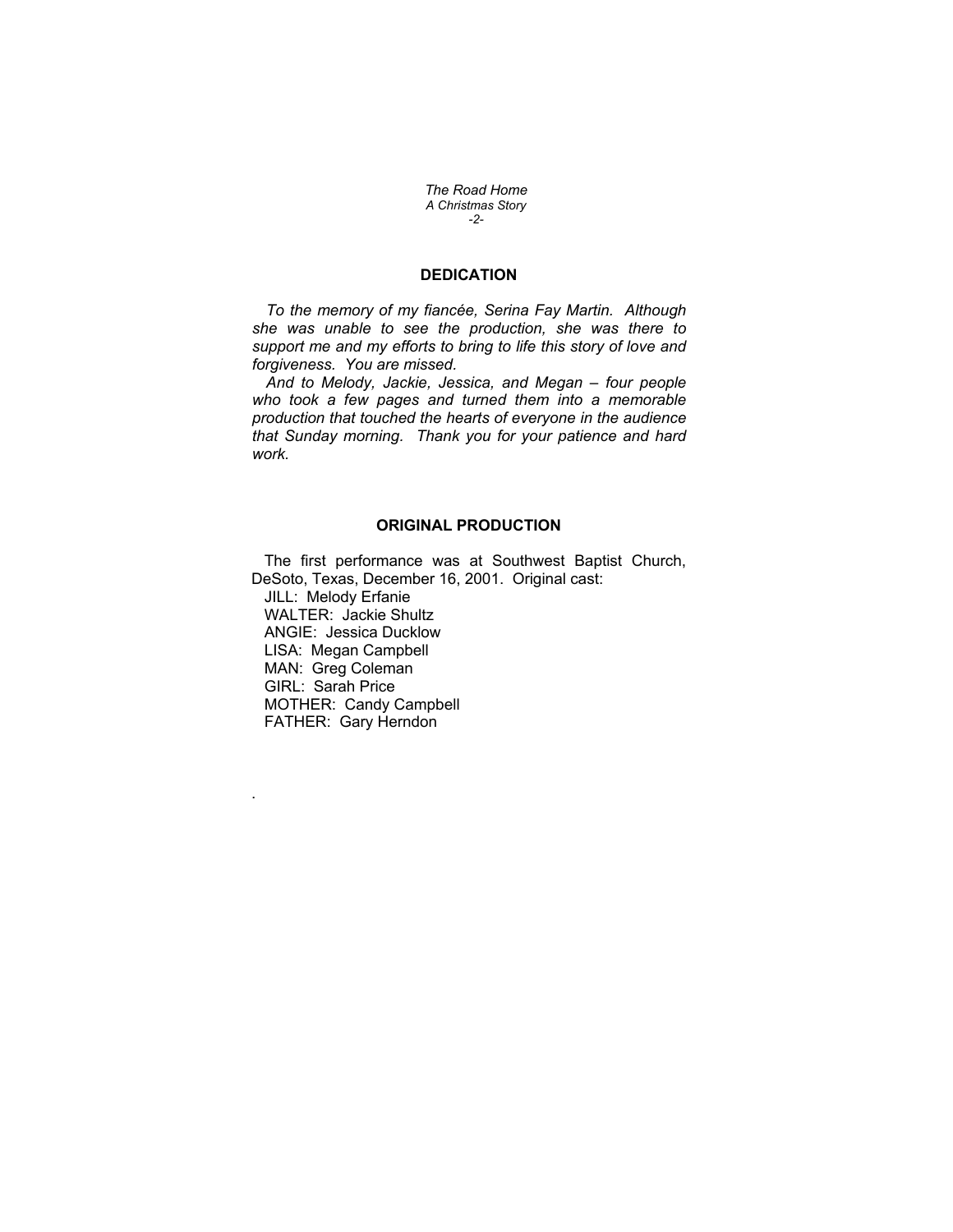## DEDICATION

*To the memory of my fiancée, Serina Fay Martin. Although she was unable to see the production, she was there to support me and my efforts to bring to life this story of love and forgiveness. You are missed.*

*And to Melody, Jackie, Jessica, and Megan – four people who took a few pages and turned them into a memorable production that touched the hearts of everyone in the audience that Sunday morning. Thank you for your patience and hard work.*

## ORIGINAL PRODUCTION

The first performance was at Southwest Baptist Church, DeSoto, Texas, December 16, 2001. Original cast:

JILL: Melody Erfanie
WALTER: Jackie Shultz
ANGIE: Jessica Ducklow
LISA: Megan Campbell
MAN: Greg Coleman
GIRL: Sarah Price
MOTHER: Candy Campbell
FATHER: Gary Herndon

.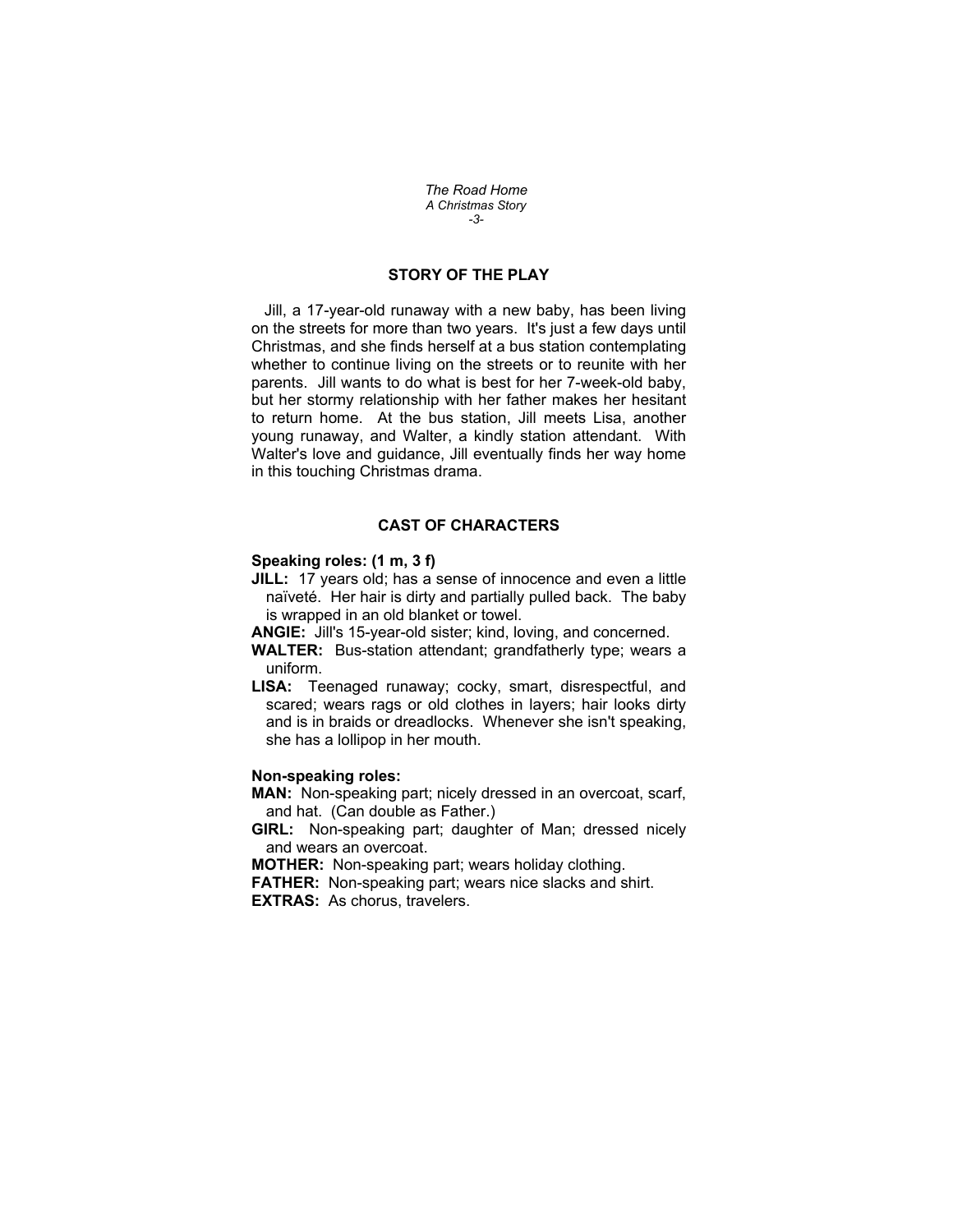## STORY OF THE PLAY

Jill, a 17-year-old runaway with a new baby, has been living on the streets for more than two years. It's just a few days until Christmas, and she finds herself at a bus station contemplating whether to continue living on the streets or to reunite with her parents. Jill wants to do what is best for her 7-week-old baby, but her stormy relationship with her father makes her hesitant to return home. At the bus station, Jill meets Lisa, another young runaway, and Walter, a kindly station attendant. With Walter's love and guidance, Jill eventually finds her way home in this touching Christmas drama.

## CAST OF CHARACTERS

**Speaking roles: (1 m, 3 f)**

**JILL:** 17 years old; has a sense of innocence and even a little naïveté. Her hair is dirty and partially pulled back. The baby is wrapped in an old blanket or towel.

**ANGIE:** Jill's 15-year-old sister; kind, loving, and concerned.

**WALTER:** Bus-station attendant; grandfatherly type; wears a uniform.

**LISA:** Teenaged runaway; cocky, smart, disrespectful, and scared; wears rags or old clothes in layers; hair looks dirty and is in braids or dreadlocks. Whenever she isn't speaking, she has a lollipop in her mouth.

**Non-speaking roles:**

**MAN:** Non-speaking part; nicely dressed in an overcoat, scarf, and hat. (Can double as Father.)

**GIRL:** Non-speaking part; daughter of Man; dressed nicely and wears an overcoat.

**MOTHER:** Non-speaking part; wears holiday clothing.

**FATHER:** Non-speaking part; wears nice slacks and shirt.

**EXTRAS:** As chorus, travelers.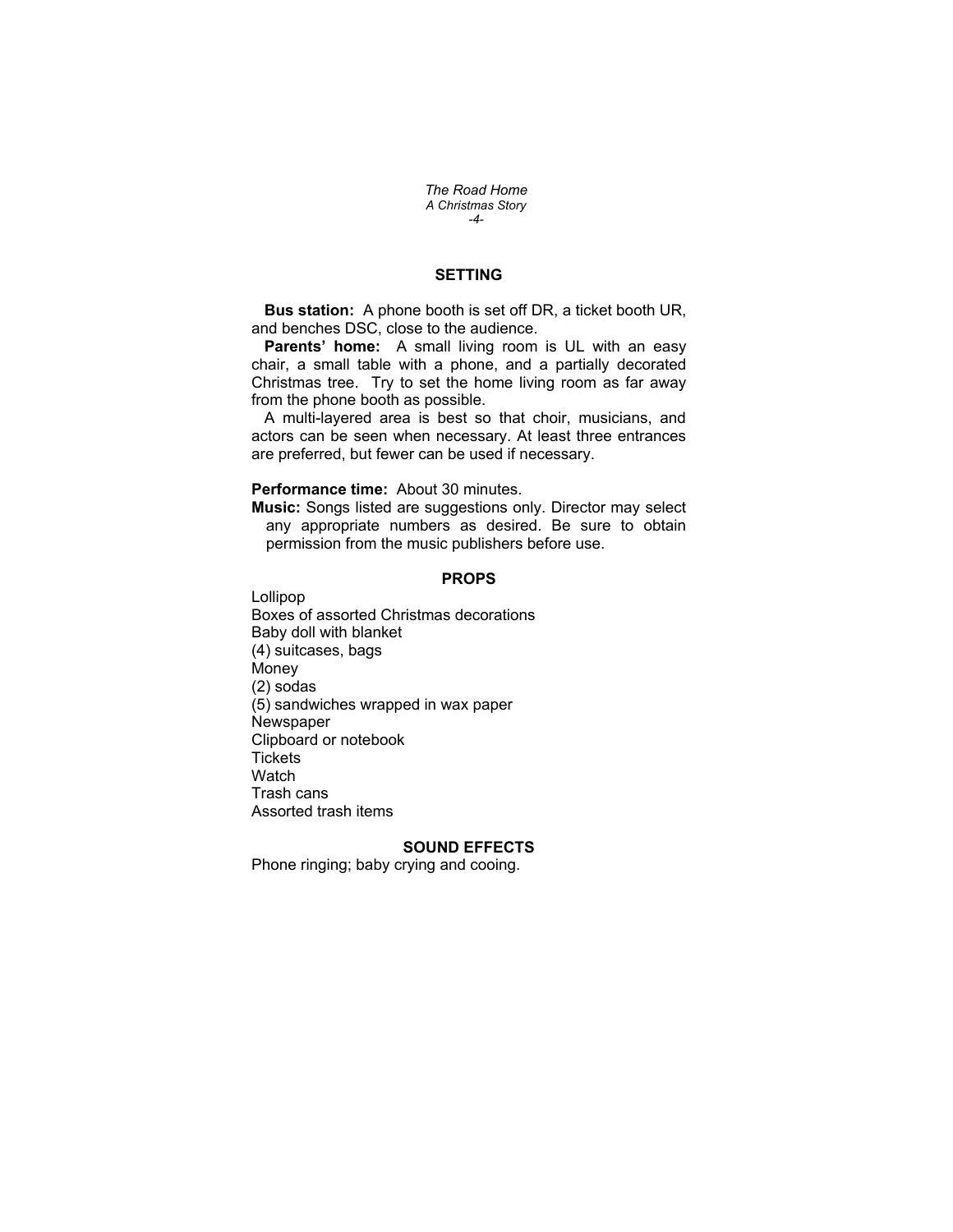## SETTING

**Bus station:** A phone booth is set off DR, a ticket booth UR, and benches DSC, close to the audience.

**Parents' home:** A small living room is UL with an easy chair, a small table with a phone, and a partially decorated Christmas tree. Try to set the home living room as far away from the phone booth as possible.

A multi-layered area is best so that choir, musicians, and actors can be seen when necessary. At least three entrances are preferred, but fewer can be used if necessary.

**Performance time:** About 30 minutes.

**Music:** Songs listed are suggestions only. Director may select any appropriate numbers as desired. Be sure to obtain permission from the music publishers before use.

## PROPS

Lollipop
Boxes of assorted Christmas decorations
Baby doll with blanket
(4) suitcases, bags
Money
(2) sodas
(5) sandwiches wrapped in wax paper
Newspaper
Clipboard or notebook
Tickets
Watch
Trash cans
Assorted trash items

## SOUND EFFECTS

Phone ringing; baby crying and cooing.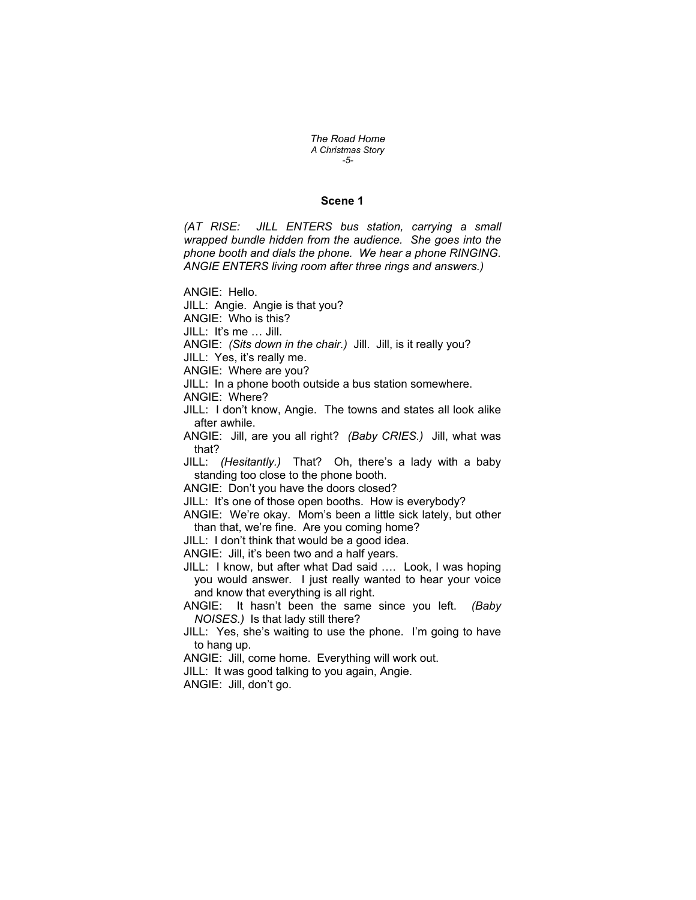## Scene 1

*(AT RISE: JILL ENTERS bus station, carrying a small wrapped bundle hidden from the audience. She goes into the phone booth and dials the phone. We hear a phone RINGING. ANGIE ENTERS living room after three rings and answers.)*

ANGIE: Hello.

JILL: Angie. Angie is that you?

ANGIE: Who is this?

JILL: It's me … Jill.

ANGIE: *(Sits down in the chair.)* Jill. Jill, is it really you?

JILL: Yes, it's really me.

ANGIE: Where are you?

JILL: In a phone booth outside a bus station somewhere.

ANGIE: Where?

JILL: I don't know, Angie. The towns and states all look alike after awhile.

ANGIE: Jill, are you all right? *(Baby CRIES.)* Jill, what was that?

JILL: *(Hesitantly.)* That? Oh, there's a lady with a baby standing too close to the phone booth.

ANGIE: Don't you have the doors closed?

JILL: It's one of those open booths. How is everybody?

ANGIE: We're okay. Mom's been a little sick lately, but other than that, we're fine. Are you coming home?

JILL: I don't think that would be a good idea.

ANGIE: Jill, it's been two and a half years.

JILL: I know, but after what Dad said …. Look, I was hoping you would answer. I just really wanted to hear your voice and know that everything is all right.

ANGIE: It hasn't been the same since you left. *(Baby NOISES.)* Is that lady still there?

JILL: Yes, she's waiting to use the phone. I'm going to have to hang up.

ANGIE: Jill, come home. Everything will work out.

JILL: It was good talking to you again, Angie.

ANGIE: Jill, don't go.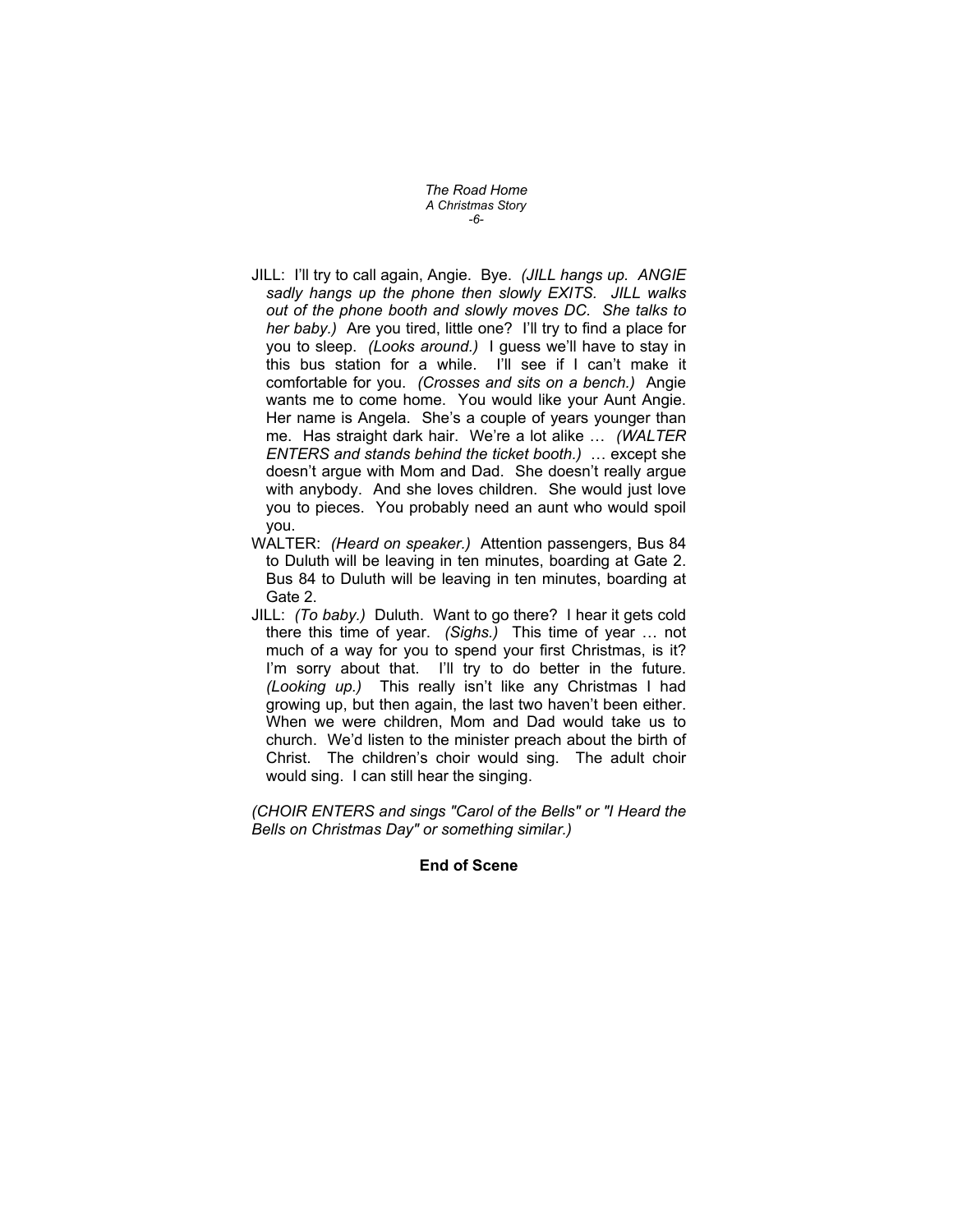JILL: I'll try to call again, Angie. Bye. *(JILL hangs up. ANGIE sadly hangs up the phone then slowly EXITS. JILL walks out of the phone booth and slowly moves DC. She talks to her baby.)* Are you tired, little one? I'll try to find a place for you to sleep. *(Looks around.)* I guess we'll have to stay in this bus station for a while. I'll see if I can't make it comfortable for you. *(Crosses and sits on a bench.)* Angie wants me to come home. You would like your Aunt Angie. Her name is Angela. She's a couple of years younger than me. Has straight dark hair. We're a lot alike … *(WALTER ENTERS and stands behind the ticket booth.)* … except she doesn't argue with Mom and Dad. She doesn't really argue with anybody. And she loves children. She would just love you to pieces. You probably need an aunt who would spoil you.

WALTER: *(Heard on speaker.)* Attention passengers, Bus 84 to Duluth will be leaving in ten minutes, boarding at Gate 2. Bus 84 to Duluth will be leaving in ten minutes, boarding at Gate 2.

JILL: *(To baby.)* Duluth. Want to go there? I hear it gets cold there this time of year. *(Sighs.)* This time of year … not much of a way for you to spend your first Christmas, is it? I'm sorry about that. I'll try to do better in the future. *(Looking up.)* This really isn't like any Christmas I had growing up, but then again, the last two haven't been either. When we were children, Mom and Dad would take us to church. We'd listen to the minister preach about the birth of Christ. The children's choir would sing. The adult choir would sing. I can still hear the singing.

*(CHOIR ENTERS and sings "Carol of the Bells" or "I Heard the Bells on Christmas Day" or something similar.)*

**End of Scene**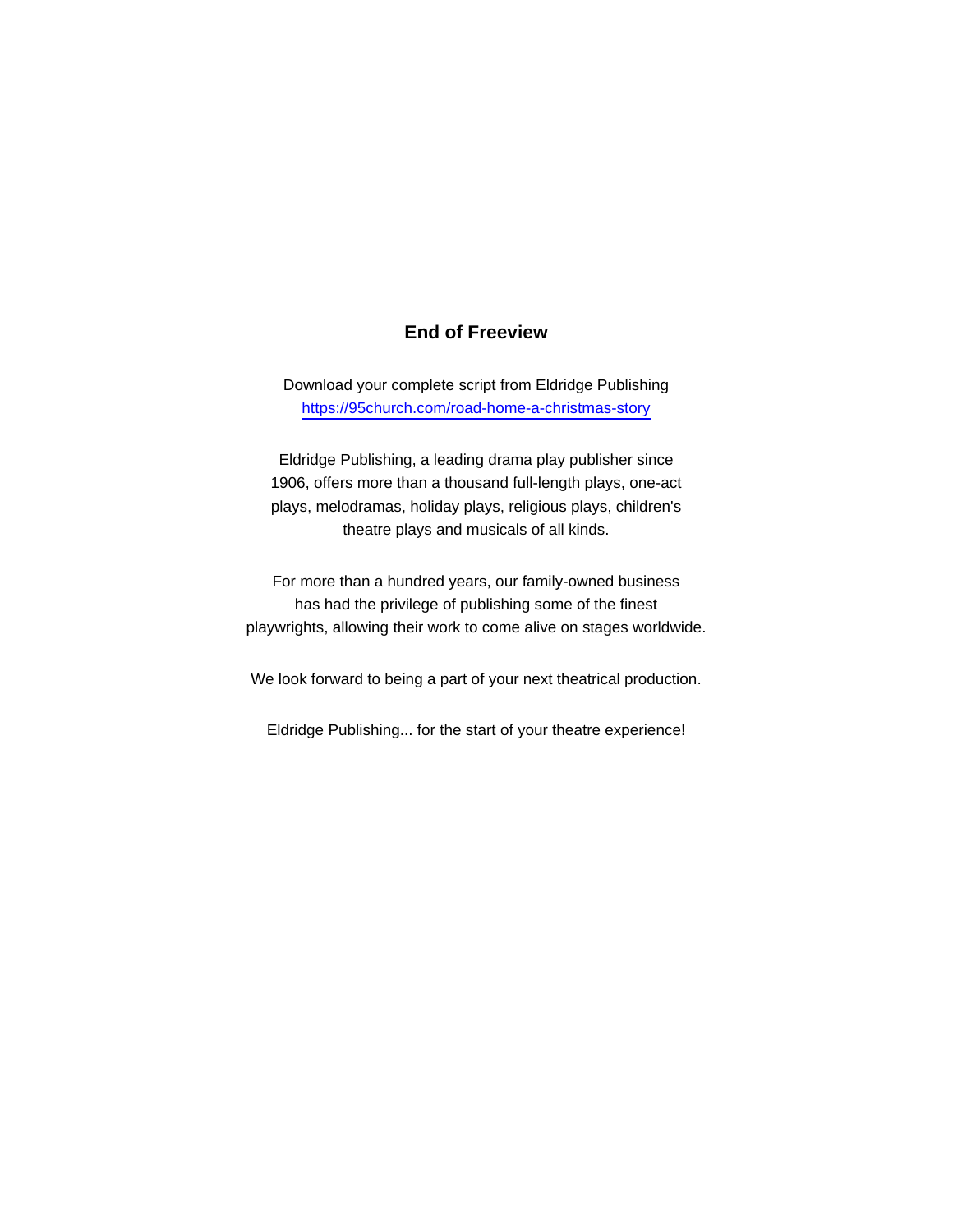## End of Freeview

Download your complete script from Eldridge Publishing
https://95church.com/road-home-a-christmas-story

Eldridge Publishing, a leading drama play publisher since 1906, offers more than a thousand full-length plays, one-act plays, melodramas, holiday plays, religious plays, children's theatre plays and musicals of all kinds.

For more than a hundred years, our family-owned business has had the privilege of publishing some of the finest playwrights, allowing their work to come alive on stages worldwide.

We look forward to being a part of your next theatrical production.

Eldridge Publishing... for the start of your theatre experience!